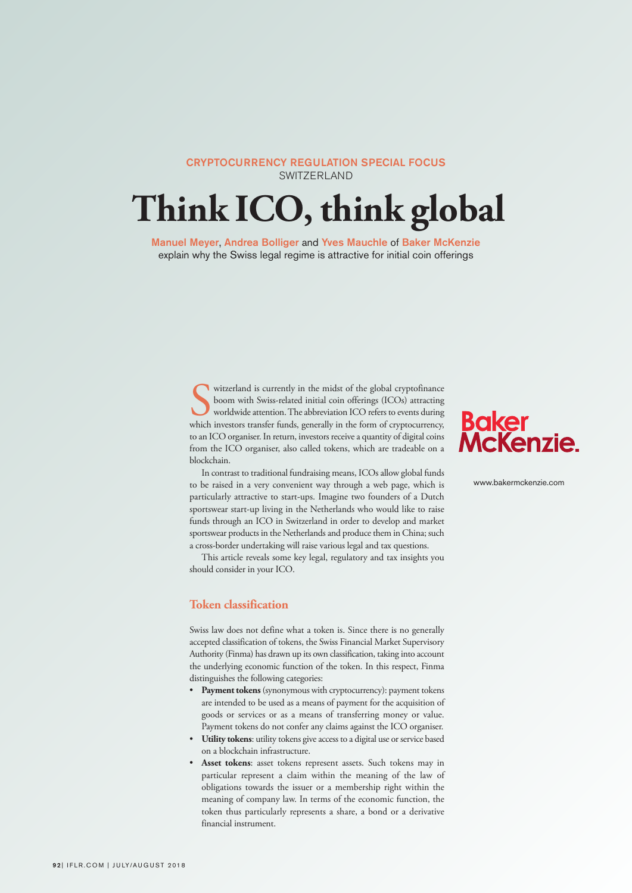CRYPTOCURRENCY REGULATION SPECIAL FOCUS
SWITZERLAND

# Think ICO, think global

**Manuel Meyer**, **Andrea Bolliger** and **Yves Mauchle** of **Baker McKenzie** explain why the Swiss legal regime is attractive for initial coin offerings

Baker McKenzie.

www.bakermckenzie.com

Switzerland is currently in the midst of the global cryptofinance boom with Swiss-related initial coin offerings (ICOs) attracting worldwide attention. The abbreviation ICO refers to events during which investors transfer funds, generally in the form of cryptocurrency, to an ICO organiser. In return, investors receive a quantity of digital coins from the ICO organiser, also called tokens, which are tradeable on a blockchain.

In contrast to traditional fundraising means, ICOs allow global funds to be raised in a very convenient way through a web page, which is particularly attractive to start-ups. Imagine two founders of a Dutch sportswear start-up living in the Netherlands who would like to raise funds through an ICO in Switzerland in order to develop and market sportswear products in the Netherlands and produce them in China; such a cross-border undertaking will raise various legal and tax questions.

This article reveals some key legal, regulatory and tax insights you should consider in your ICO.

## Token classification

Swiss law does not define what a token is. Since there is no generally accepted classification of tokens, the Swiss Financial Market Supervisory Authority (Finma) has drawn up its own classification, taking into account the underlying economic function of the token. In this respect, Finma distinguishes the following categories:

- **Payment tokens** (synonymous with cryptocurrency): payment tokens are intended to be used as a means of payment for the acquisition of goods or services or as a means of transferring money or value. Payment tokens do not confer any claims against the ICO organiser.
- **Utility tokens**: utility tokens give access to a digital use or service based on a blockchain infrastructure.
- **Asset tokens**: asset tokens represent assets. Such tokens may in particular represent a claim within the meaning of the law of obligations towards the issuer or a membership right within the meaning of company law. In terms of the economic function, the token thus particularly represents a share, a bond or a derivative financial instrument.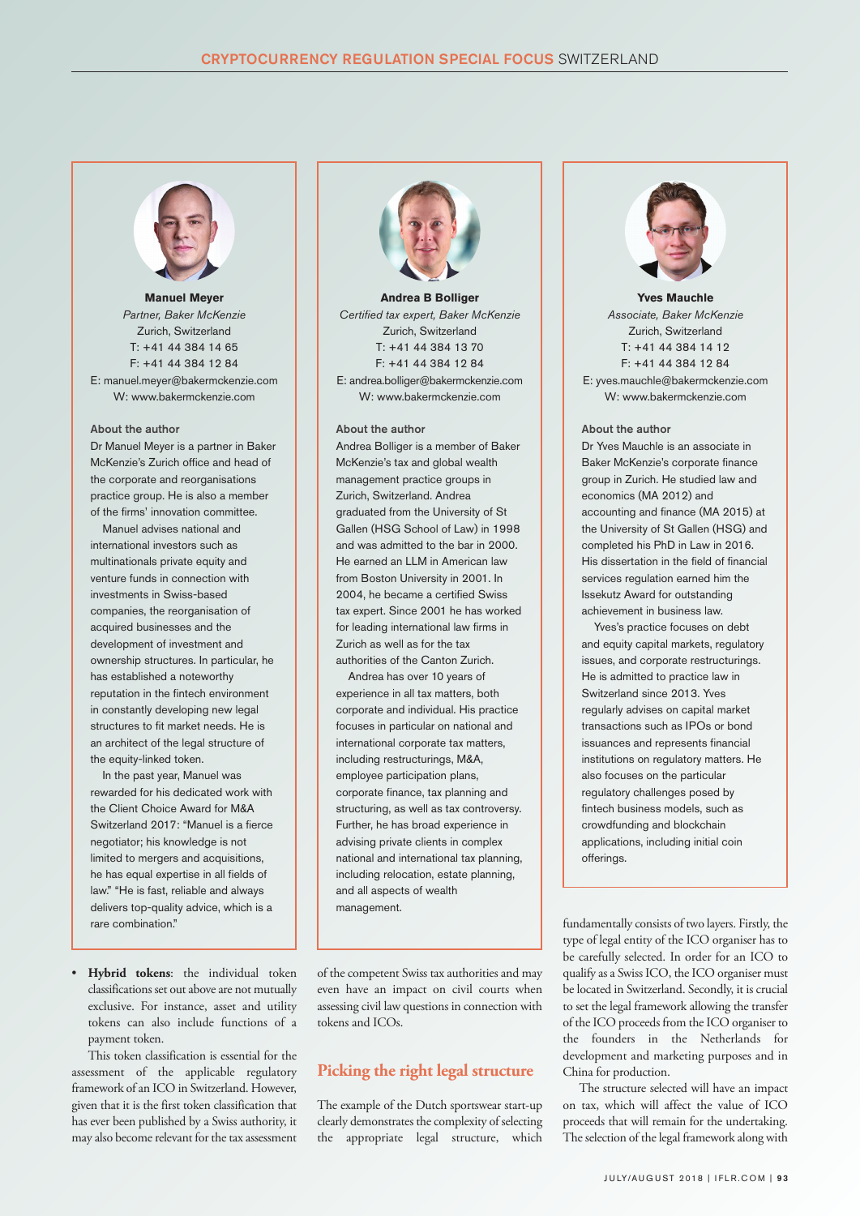**Manuel Meyer**
*Partner, Baker McKenzie*
Zurich, Switzerland
T: +41 44 384 14 65
F: +41 44 384 12 84
E: manuel.meyer@bakermckenzie.com
W: www.bakermckenzie.com

**About the author**

Dr Manuel Meyer is a partner in Baker McKenzie's Zurich office and head of the corporate and reorganisations practice group. He is also a member of the firms' innovation committee.

Manuel advises national and international investors such as multinationals private equity and venture funds in connection with investments in Swiss-based companies, the reorganisation of acquired businesses and the development of investment and ownership structures. In particular, he has established a noteworthy reputation in the fintech environment in constantly developing new legal structures to fit market needs. He is an architect of the legal structure of the equity-linked token.

In the past year, Manuel was rewarded for his dedicated work with the Client Choice Award for M&A Switzerland 2017: "Manuel is a fierce negotiator; his knowledge is not limited to mergers and acquisitions, he has equal expertise in all fields of law." "He is fast, reliable and always delivers top-quality advice, which is a rare combination."

**Andrea B Bolliger**
*Certified tax expert, Baker McKenzie*
Zurich, Switzerland
T: +41 44 384 13 70
F: +41 44 384 12 84
E: andrea.bolliger@bakermckenzie.com
W: www.bakermckenzie.com

**About the author**

Andrea Bolliger is a member of Baker McKenzie's tax and global wealth management practice groups in Zurich, Switzerland. Andrea graduated from the University of St Gallen (HSG School of Law) in 1998 and was admitted to the bar in 2000. He earned an LLM in American law from Boston University in 2001. In 2004, he became a certified Swiss tax expert. Since 2001 he has worked for leading international law firms in Zurich as well as for the tax authorities of the Canton Zurich.

Andrea has over 10 years of experience in all tax matters, both corporate and individual. His practice focuses in particular on national and international corporate tax matters, including restructurings, M&A, employee participation plans, corporate finance, tax planning and structuring, as well as tax controversy. Further, he has broad experience in advising private clients in complex national and international tax planning, including relocation, estate planning, and all aspects of wealth management.

**Yves Mauchle**
*Associate, Baker McKenzie*
Zurich, Switzerland
T: +41 44 384 14 12
F: +41 44 384 12 84
E: yves.mauchle@bakermckenzie.com
W: www.bakermckenzie.com

**About the author**

Dr Yves Mauchle is an associate in Baker McKenzie's corporate finance group in Zurich. He studied law and economics (MA 2012) and accounting and finance (MA 2015) at the University of St Gallen (HSG) and completed his PhD in Law in 2016. His dissertation in the field of financial services regulation earned him the Issekutz Award for outstanding achievement in business law.

Yves's practice focuses on debt and equity capital markets, regulatory issues, and corporate restructurings. He is admitted to practice law in Switzerland since 2013. Yves regularly advises on capital market transactions such as IPOs or bond issuances and represents financial institutions on regulatory matters. He also focuses on the particular regulatory challenges posed by fintech business models, such as crowdfunding and blockchain applications, including initial coin offerings.

- **Hybrid tokens**: the individual token classifications set out above are not mutually exclusive. For instance, asset and utility tokens can also include functions of a payment token.

This token classification is essential for the assessment of the applicable regulatory framework of an ICO in Switzerland. However, given that it is the first token classification that has ever been published by a Swiss authority, it may also become relevant for the tax assessment of the competent Swiss tax authorities and may even have an impact on civil courts when assessing civil law questions in connection with tokens and ICOs.

## Picking the right legal structure

The example of the Dutch sportswear start-up clearly demonstrates the complexity of selecting the appropriate legal structure, which fundamentally consists of two layers. Firstly, the type of legal entity of the ICO organiser has to be carefully selected. In order for an ICO to qualify as a Swiss ICO, the ICO organiser must be located in Switzerland. Secondly, it is crucial to set the legal framework allowing the transfer of the ICO proceeds from the ICO organiser to the founders in the Netherlands for development and marketing purposes and in China for production.

The structure selected will have an impact on tax, which will affect the value of ICO proceeds that will remain for the undertaking. The selection of the legal framework along with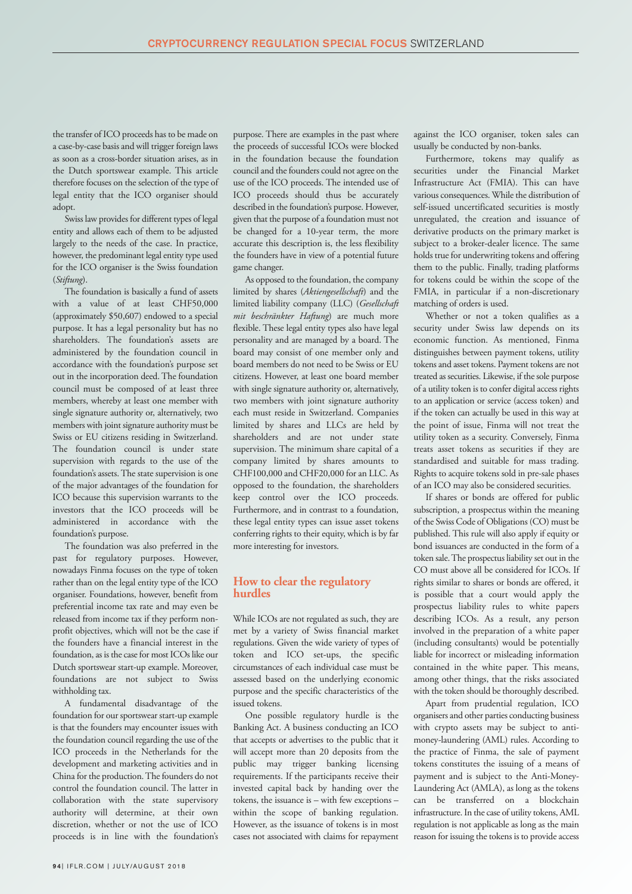the transfer of ICO proceeds has to be made on a case-by-case basis and will trigger foreign laws as soon as a cross-border situation arises, as in the Dutch sportswear example. This article therefore focuses on the selection of the type of legal entity that the ICO organiser should adopt.

Swiss law provides for different types of legal entity and allows each of them to be adjusted largely to the needs of the case. In practice, however, the predominant legal entity type used for the ICO organiser is the Swiss foundation (*Stiftung*).

The foundation is basically a fund of assets with a value of at least CHF50,000 (approximately $50,607) endowed to a special purpose. It has a legal personality but has no shareholders. The foundation's assets are administered by the foundation council in accordance with the foundation's purpose set out in the incorporation deed. The foundation council must be composed of at least three members, whereby at least one member with single signature authority or, alternatively, two members with joint signature authority must be Swiss or EU citizens residing in Switzerland. The foundation council is under state supervision with regards to the use of the foundation's assets. The state supervision is one of the major advantages of the foundation for ICO because this supervision warrants to the investors that the ICO proceeds will be administered in accordance with the foundation's purpose.

The foundation was also preferred in the past for regulatory purposes. However, nowadays Finma focuses on the type of token rather than on the legal entity type of the ICO organiser. Foundations, however, benefit from preferential income tax rate and may even be released from income tax if they perform non-profit objectives, which will not be the case if the founders have a financial interest in the foundation, as is the case for most ICOs like our Dutch sportswear start-up example. Moreover, foundations are not subject to Swiss withholding tax.

A fundamental disadvantage of the foundation for our sportswear start-up example is that the founders may encounter issues with the foundation council regarding the use of the ICO proceeds in the Netherlands for the development and marketing activities and in China for the production. The founders do not control the foundation council. The latter in collaboration with the state supervisory authority will determine, at their own discretion, whether or not the use of ICO proceeds is in line with the foundation's purpose. There are examples in the past where the proceeds of successful ICOs were blocked in the foundation because the foundation council and the founders could not agree on the use of the ICO proceeds. The intended use of ICO proceeds should thus be accurately described in the foundation's purpose. However, given that the purpose of a foundation must not be changed for a 10-year term, the more accurate this description is, the less flexibility the founders have in view of a potential future game changer.

As opposed to the foundation, the company limited by shares (*Aktiengesellschaft*) and the limited liability company (LLC) (*Gesellschaft mit beschränkter Haftung*) are much more flexible. These legal entity types also have legal personality and are managed by a board. The board may consist of one member only and board members do not need to be Swiss or EU citizens. However, at least one board member with single signature authority or, alternatively, two members with joint signature authority each must reside in Switzerland. Companies limited by shares and LLCs are held by shareholders and are not under state supervision. The minimum share capital of a company limited by shares amounts to CHF100,000 and CHF20,000 for an LLC. As opposed to the foundation, the shareholders keep control over the ICO proceeds. Furthermore, and in contrast to a foundation, these legal entity types can issue asset tokens conferring rights to their equity, which is by far more interesting for investors.

## How to clear the regulatory hurdles

While ICOs are not regulated as such, they are met by a variety of Swiss financial market regulations. Given the wide variety of types of token and ICO set-ups, the specific circumstances of each individual case must be assessed based on the underlying economic purpose and the specific characteristics of the issued tokens.

One possible regulatory hurdle is the Banking Act. A business conducting an ICO that accepts or advertises to the public that it will accept more than 20 deposits from the public may trigger banking licensing requirements. If the participants receive their invested capital back by handing over the tokens, the issuance is – with few exceptions – within the scope of banking regulation. However, as the issuance of tokens is in most cases not associated with claims for repayment against the ICO organiser, token sales can usually be conducted by non-banks.

Furthermore, tokens may qualify as securities under the Financial Market Infrastructure Act (FMIA). This can have various consequences. While the distribution of self-issued uncertificated securities is mostly unregulated, the creation and issuance of derivative products on the primary market is subject to a broker-dealer licence. The same holds true for underwriting tokens and offering them to the public. Finally, trading platforms for tokens could be within the scope of the FMIA, in particular if a non-discretionary matching of orders is used.

Whether or not a token qualifies as a security under Swiss law depends on its economic function. As mentioned, Finma distinguishes between payment tokens, utility tokens and asset tokens. Payment tokens are not treated as securities. Likewise, if the sole purpose of a utility token is to confer digital access rights to an application or service (access token) and if the token can actually be used in this way at the point of issue, Finma will not treat the utility token as a security. Conversely, Finma treats asset tokens as securities if they are standardised and suitable for mass trading. Rights to acquire tokens sold in pre-sale phases of an ICO may also be considered securities.

If shares or bonds are offered for public subscription, a prospectus within the meaning of the Swiss Code of Obligations (CO) must be published. This rule will also apply if equity or bond issuances are conducted in the form of a token sale. The prospectus liability set out in the CO must above all be considered for ICOs. If rights similar to shares or bonds are offered, it is possible that a court would apply the prospectus liability rules to white papers describing ICOs. As a result, any person involved in the preparation of a white paper (including consultants) would be potentially liable for incorrect or misleading information contained in the white paper. This means, among other things, that the risks associated with the token should be thoroughly described.

Apart from prudential regulation, ICO organisers and other parties conducting business with crypto assets may be subject to anti-money-laundering (AML) rules. According to the practice of Finma, the sale of payment tokens constitutes the issuing of a means of payment and is subject to the Anti-Money-Laundering Act (AMLA), as long as the tokens can be transferred on a blockchain infrastructure. In the case of utility tokens, AML regulation is not applicable as long as the main reason for issuing the tokens is to provide access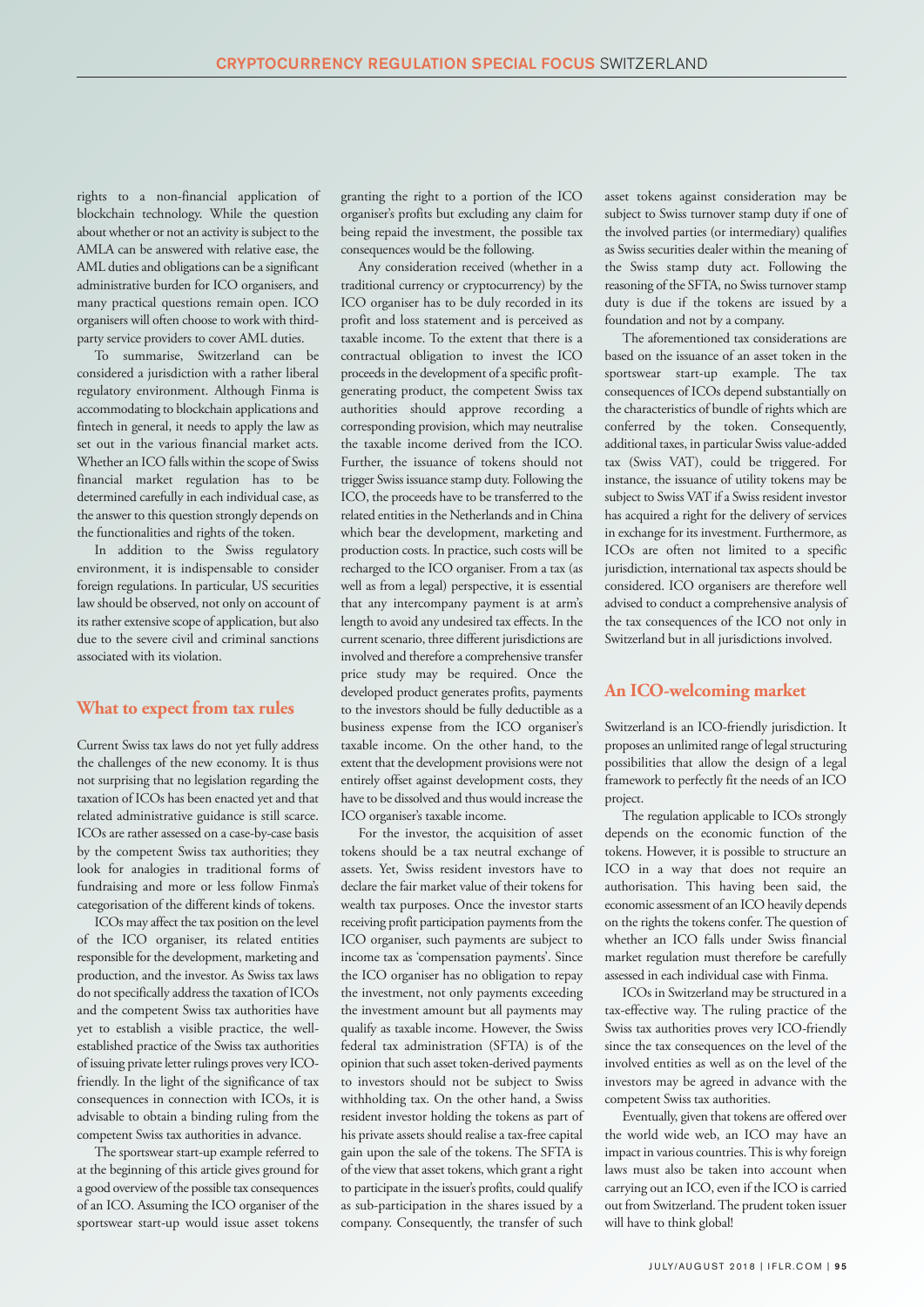rights to a non-financial application of blockchain technology. While the question about whether or not an activity is subject to the AMLA can be answered with relative ease, the AML duties and obligations can be a significant administrative burden for ICO organisers, and many practical questions remain open. ICO organisers will often choose to work with third-party service providers to cover AML duties.

To summarise, Switzerland can be considered a jurisdiction with a rather liberal regulatory environment. Although Finma is accommodating to blockchain applications and fintech in general, it needs to apply the law as set out in the various financial market acts. Whether an ICO falls within the scope of Swiss financial market regulation has to be determined carefully in each individual case, as the answer to this question strongly depends on the functionalities and rights of the token.

In addition to the Swiss regulatory environment, it is indispensable to consider foreign regulations. In particular, US securities law should be observed, not only on account of its rather extensive scope of application, but also due to the severe civil and criminal sanctions associated with its violation.

## What to expect from tax rules

Current Swiss tax laws do not yet fully address the challenges of the new economy. It is thus not surprising that no legislation regarding the taxation of ICOs has been enacted yet and that related administrative guidance is still scarce. ICOs are rather assessed on a case-by-case basis by the competent Swiss tax authorities; they look for analogies in traditional forms of fundraising and more or less follow Finma's categorisation of the different kinds of tokens.

ICOs may affect the tax position on the level of the ICO organiser, its related entities responsible for the development, marketing and production, and the investor. As Swiss tax laws do not specifically address the taxation of ICOs and the competent Swiss tax authorities have yet to establish a visible practice, the well-established practice of the Swiss tax authorities of issuing private letter rulings proves very ICO-friendly. In the light of the significance of tax consequences in connection with ICOs, it is advisable to obtain a binding ruling from the competent Swiss tax authorities in advance.

The sportswear start-up example referred to at the beginning of this article gives ground for a good overview of the possible tax consequences of an ICO. Assuming the ICO organiser of the sportswear start-up would issue asset tokens granting the right to a portion of the ICO organiser's profits but excluding any claim for being repaid the investment, the possible tax consequences would be the following.

Any consideration received (whether in a traditional currency or cryptocurrency) by the ICO organiser has to be duly recorded in its profit and loss statement and is perceived as taxable income. To the extent that there is a contractual obligation to invest the ICO proceeds in the development of a specific profit-generating product, the competent Swiss tax authorities should approve recording a corresponding provision, which may neutralise the taxable income derived from the ICO. Further, the issuance of tokens should not trigger Swiss issuance stamp duty. Following the ICO, the proceeds have to be transferred to the related entities in the Netherlands and in China which bear the development, marketing and production costs. In practice, such costs will be recharged to the ICO organiser. From a tax (as well as from a legal) perspective, it is essential that any intercompany payment is at arm's length to avoid any undesired tax effects. In the current scenario, three different jurisdictions are involved and therefore a comprehensive transfer price study may be required. Once the developed product generates profits, payments to the investors should be fully deductible as a business expense from the ICO organiser's taxable income. On the other hand, to the extent that the development provisions were not entirely offset against development costs, they have to be dissolved and thus would increase the ICO organiser's taxable income.

For the investor, the acquisition of asset tokens should be a tax neutral exchange of assets. Yet, Swiss resident investors have to declare the fair market value of their tokens for wealth tax purposes. Once the investor starts receiving profit participation payments from the ICO organiser, such payments are subject to income tax as 'compensation payments'. Since the ICO organiser has no obligation to repay the investment, not only payments exceeding the investment amount but all payments may qualify as taxable income. However, the Swiss federal tax administration (SFTA) is of the opinion that such asset token-derived payments to investors should not be subject to Swiss withholding tax. On the other hand, a Swiss resident investor holding the tokens as part of his private assets should realise a tax-free capital gain upon the sale of the tokens. The SFTA is of the view that asset tokens, which grant a right to participate in the issuer's profits, could qualify as sub-participation in the shares issued by a company. Consequently, the transfer of such asset tokens against consideration may be subject to Swiss turnover stamp duty if one of the involved parties (or intermediary) qualifies as Swiss securities dealer within the meaning of the Swiss stamp duty act. Following the reasoning of the SFTA, no Swiss turnover stamp duty is due if the tokens are issued by a foundation and not by a company.

The aforementioned tax considerations are based on the issuance of an asset token in the sportswear start-up example. The tax consequences of ICOs depend substantially on the characteristics of bundle of rights which are conferred by the token. Consequently, additional taxes, in particular Swiss value-added tax (Swiss VAT), could be triggered. For instance, the issuance of utility tokens may be subject to Swiss VAT if a Swiss resident investor has acquired a right for the delivery of services in exchange for its investment. Furthermore, as ICOs are often not limited to a specific jurisdiction, international tax aspects should be considered. ICO organisers are therefore well advised to conduct a comprehensive analysis of the tax consequences of the ICO not only in Switzerland but in all jurisdictions involved.

## An ICO-welcoming market

Switzerland is an ICO-friendly jurisdiction. It proposes an unlimited range of legal structuring possibilities that allow the design of a legal framework to perfectly fit the needs of an ICO project.

The regulation applicable to ICOs strongly depends on the economic function of the tokens. However, it is possible to structure an ICO in a way that does not require an authorisation. This having been said, the economic assessment of an ICO heavily depends on the rights the tokens confer. The question of whether an ICO falls under Swiss financial market regulation must therefore be carefully assessed in each individual case with Finma.

ICOs in Switzerland may be structured in a tax-effective way. The ruling practice of the Swiss tax authorities proves very ICO-friendly since the tax consequences on the level of the involved entities as well as on the level of the investors may be agreed in advance with the competent Swiss tax authorities.

Eventually, given that tokens are offered over the world wide web, an ICO may have an impact in various countries. This is why foreign laws must also be taken into account when carrying out an ICO, even if the ICO is carried out from Switzerland. The prudent token issuer will have to think global!